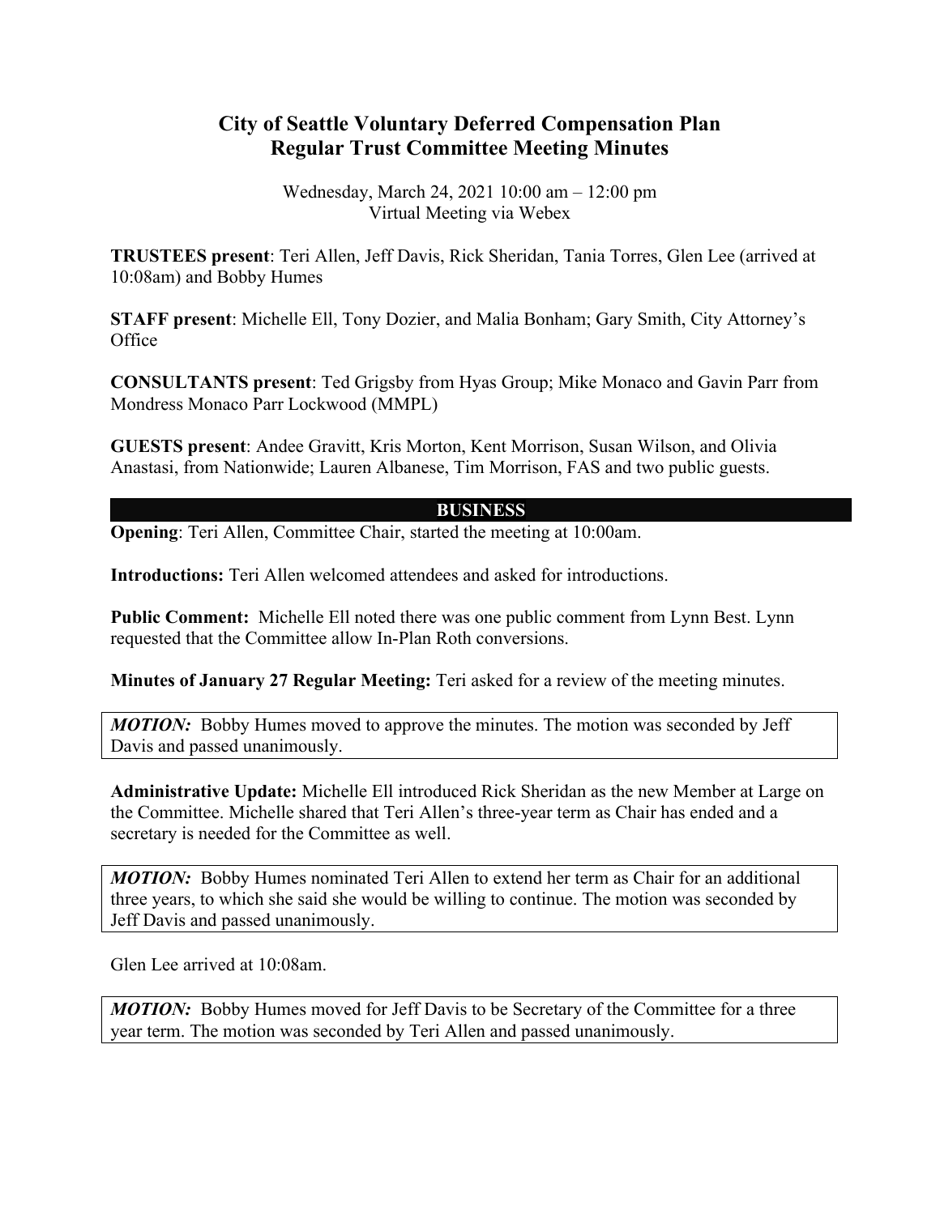# City of Seattle Voluntary Deferred Compensation Plan
## Regular Trust Committee Meeting Minutes

Wednesday, March 24, 2021 10:00 am – 12:00 pm
Virtual Meeting via Webex

**TRUSTEES present**: Teri Allen, Jeff Davis, Rick Sheridan, Tania Torres, Glen Lee (arrived at 10:08am) and Bobby Humes

**STAFF present**: Michelle Ell, Tony Dozier, and Malia Bonham; Gary Smith, City Attorney's Office

**CONSULTANTS present**: Ted Grigsby from Hyas Group; Mike Monaco and Gavin Parr from Mondress Monaco Parr Lockwood (MMPL)

**GUESTS present**: Andee Gravitt, Kris Morton, Kent Morrison, Susan Wilson, and Olivia Anastasi, from Nationwide; Lauren Albanese, Tim Morrison, FAS and two public guests.

## BUSINESS

**Opening**: Teri Allen, Committee Chair, started the meeting at 10:00am.

**Introductions:** Teri Allen welcomed attendees and asked for introductions.

**Public Comment:** Michelle Ell noted there was one public comment from Lynn Best. Lynn requested that the Committee allow In-Plan Roth conversions.

**Minutes of January 27 Regular Meeting:** Teri asked for a review of the meeting minutes.

> ***MOTION:*** Bobby Humes moved to approve the minutes. The motion was seconded by Jeff Davis and passed unanimously.

**Administrative Update:** Michelle Ell introduced Rick Sheridan as the new Member at Large on the Committee. Michelle shared that Teri Allen's three-year term as Chair has ended and a secretary is needed for the Committee as well.

> ***MOTION:*** Bobby Humes nominated Teri Allen to extend her term as Chair for an additional three years, to which she said she would be willing to continue. The motion was seconded by Jeff Davis and passed unanimously.

Glen Lee arrived at 10:08am.

> ***MOTION:*** Bobby Humes moved for Jeff Davis to be Secretary of the Committee for a three year term. The motion was seconded by Teri Allen and passed unanimously.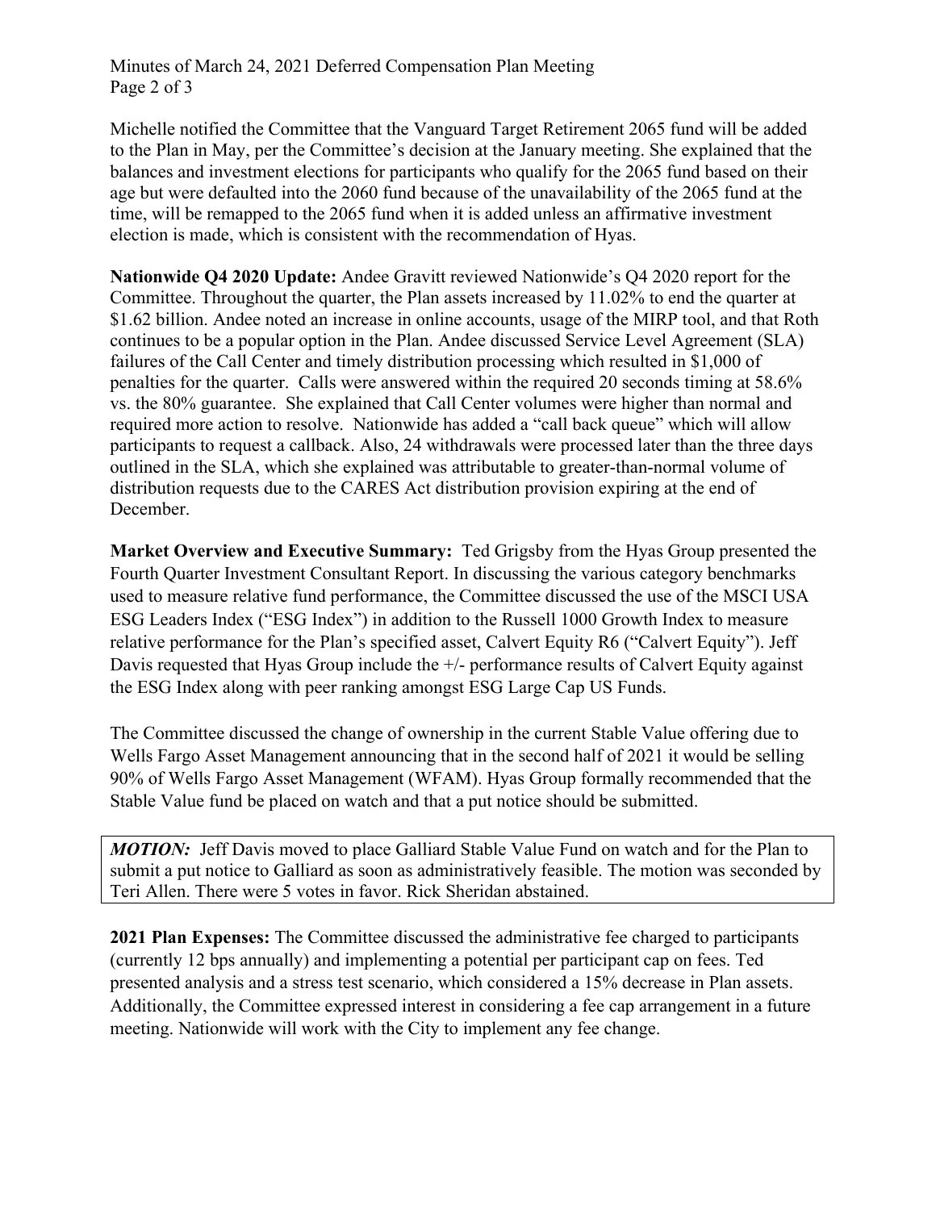Michelle notified the Committee that the Vanguard Target Retirement 2065 fund will be added to the Plan in May, per the Committee's decision at the January meeting. She explained that the balances and investment elections for participants who qualify for the 2065 fund based on their age but were defaulted into the 2060 fund because of the unavailability of the 2065 fund at the time, will be remapped to the 2065 fund when it is added unless an affirmative investment election is made, which is consistent with the recommendation of Hyas.

**Nationwide Q4 2020 Update:** Andee Gravitt reviewed Nationwide's Q4 2020 report for the Committee. Throughout the quarter, the Plan assets increased by 11.02% to end the quarter at $1.62 billion. Andee noted an increase in online accounts, usage of the MIRP tool, and that Roth continues to be a popular option in the Plan. Andee discussed Service Level Agreement (SLA) failures of the Call Center and timely distribution processing which resulted in $1,000 of penalties for the quarter. Calls were answered within the required 20 seconds timing at 58.6% vs. the 80% guarantee. She explained that Call Center volumes were higher than normal and required more action to resolve. Nationwide has added a "call back queue" which will allow participants to request a callback. Also, 24 withdrawals were processed later than the three days outlined in the SLA, which she explained was attributable to greater-than-normal volume of distribution requests due to the CARES Act distribution provision expiring at the end of December.

**Market Overview and Executive Summary:** Ted Grigsby from the Hyas Group presented the Fourth Quarter Investment Consultant Report. In discussing the various category benchmarks used to measure relative fund performance, the Committee discussed the use of the MSCI USA ESG Leaders Index ("ESG Index") in addition to the Russell 1000 Growth Index to measure relative performance for the Plan's specified asset, Calvert Equity R6 ("Calvert Equity"). Jeff Davis requested that Hyas Group include the +/- performance results of Calvert Equity against the ESG Index along with peer ranking amongst ESG Large Cap US Funds.

The Committee discussed the change of ownership in the current Stable Value offering due to Wells Fargo Asset Management announcing that in the second half of 2021 it would be selling 90% of Wells Fargo Asset Management (WFAM). Hyas Group formally recommended that the Stable Value fund be placed on watch and that a put notice should be submitted.

***MOTION:*** Jeff Davis moved to place Galliard Stable Value Fund on watch and for the Plan to submit a put notice to Galliard as soon as administratively feasible. The motion was seconded by Teri Allen. There were 5 votes in favor. Rick Sheridan abstained.

**2021 Plan Expenses:** The Committee discussed the administrative fee charged to participants (currently 12 bps annually) and implementing a potential per participant cap on fees. Ted presented analysis and a stress test scenario, which considered a 15% decrease in Plan assets. Additionally, the Committee expressed interest in considering a fee cap arrangement in a future meeting. Nationwide will work with the City to implement any fee change.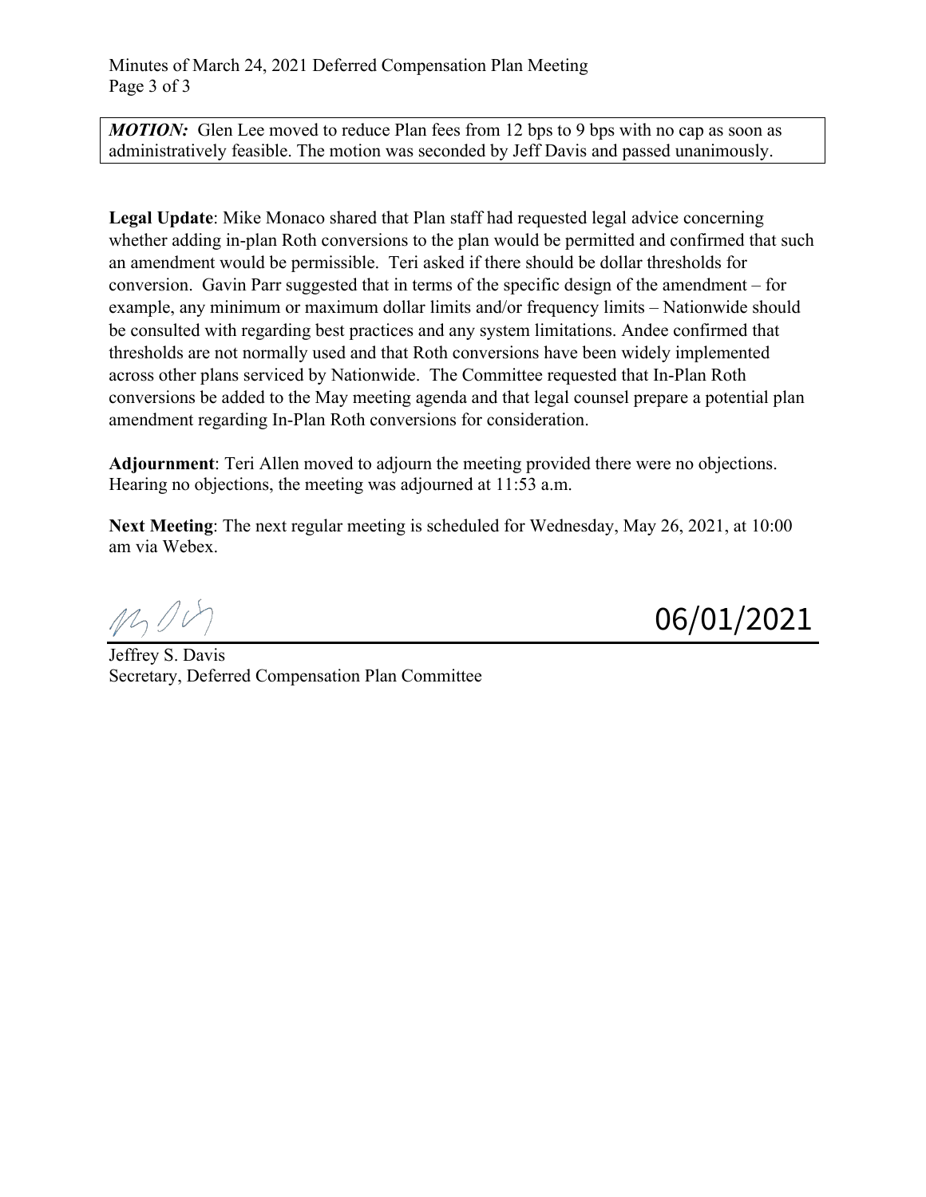***MOTION:*** Glen Lee moved to reduce Plan fees from 12 bps to 9 bps with no cap as soon as administratively feasible. The motion was seconded by Jeff Davis and passed unanimously.

**Legal Update**: Mike Monaco shared that Plan staff had requested legal advice concerning whether adding in-plan Roth conversions to the plan would be permitted and confirmed that such an amendment would be permissible. Teri asked if there should be dollar thresholds for conversion. Gavin Parr suggested that in terms of the specific design of the amendment – for example, any minimum or maximum dollar limits and/or frequency limits – Nationwide should be consulted with regarding best practices and any system limitations. Andee confirmed that thresholds are not normally used and that Roth conversions have been widely implemented across other plans serviced by Nationwide. The Committee requested that In-Plan Roth conversions be added to the May meeting agenda and that legal counsel prepare a potential plan amendment regarding In-Plan Roth conversions for consideration.

**Adjournment**: Teri Allen moved to adjourn the meeting provided there were no objections. Hearing no objections, the meeting was adjourned at 11:53 a.m.

**Next Meeting**: The next regular meeting is scheduled for Wednesday, May 26, 2021, at 10:00 am via Webex.

06/01/2021

Jeffrey S. Davis
Secretary, Deferred Compensation Plan Committee